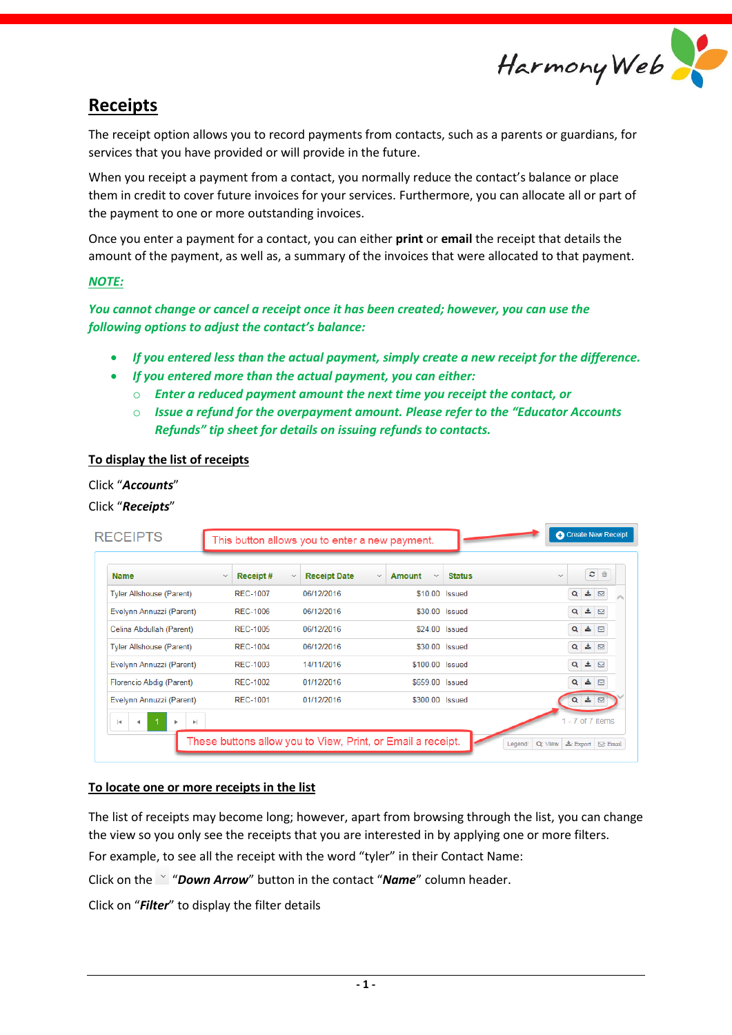# Receipts

The receipt option allows you to record payments from contacts, such as a parents or guardians, for services that you have provided or will provide in the future.

When you receipt a payment from a contact, you normally reduce the contact's balance or place them in credit to cover future invoices for your services. Furthermore, you can allocate all or part of the payment to one or more outstanding invoices.

Once you enter a payment for a contact, you can either **print** or **email** the receipt that details the amount of the payment, as well as, a summary of the invoices that were allocated to that payment.

***NOTE:***

***You cannot change or cancel a receipt once it has been created; however, you can use the following options to adjust the contact's balance:***

- ***If you entered less than the actual payment, simply create a new receipt for the difference.***
- ***If you entered more than the actual payment, you can either:***
  - ***Enter a reduced payment amount the next time you receipt the contact, or***
  - ***Issue a refund for the overpayment amount. Please refer to the "Educator Accounts Refunds" tip sheet for details on issuing refunds to contacts.***

## To display the list of receipts

Click "***Accounts***"

Click "***Receipts***"

RECEIPTS — This button allows you to enter a new payment. → Create New Receipt

| Name | Receipt # | Receipt Date | Amount | Status |
|---|---|---|---|---|
| Tyler Allshouse (Parent) | REC-1007 | 06/12/2016 | $10.00 | Issued |
| Evelynn Annuzzi (Parent) | REC-1006 | 06/12/2016 | $30.00 | Issued |
| Celina Abdullah (Parent) | REC-1005 | 06/12/2016 | $24.00 | Issued |
| Tyler Allshouse (Parent) | REC-1004 | 06/12/2016 | $30.00 | Issued |
| Evelynn Annuzzi (Parent) | REC-1003 | 14/11/2016 | $100.00 | Issued |
| Florencio Abdig (Parent) | REC-1002 | 01/12/2016 | $659.00 | Issued |
| Evelynn Annuzzi (Parent) | REC-1001 | 01/12/2016 | $300.00 | Issued |

1 - 7 of 7 items

These buttons allow you to View, Print, or Email a receipt.

Legend: View | Export | Email

## To locate one or more receipts in the list

The list of receipts may become long; however, apart from browsing through the list, you can change the view so you only see the receipts that you are interested in by applying one or more filters.

For example, to see all the receipt with the word "tyler" in their Contact Name:

Click on the "***Down Arrow***" button in the contact "***Name***" column header.

Click on "***Filter***" to display the filter details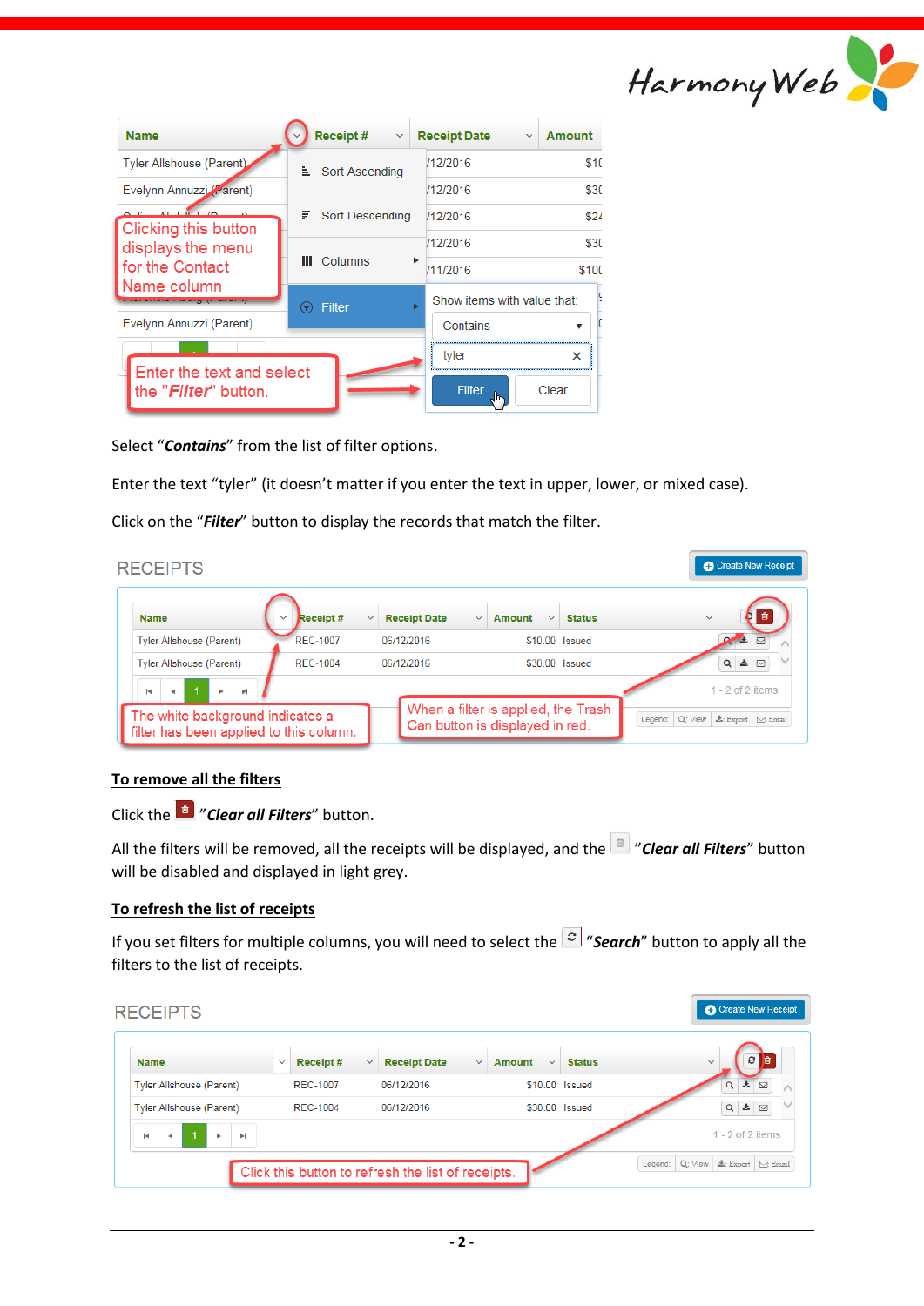Select "***Contains***" from the list of filter options.

Enter the text "tyler" (it doesn't matter if you enter the text in upper, lower, or mixed case).

Click on the "***Filter***" button to display the records that match the filter.

## To remove all the filters

Click the "***Clear all Filters***" button.

All the filters will be removed, all the receipts will be displayed, and the "***Clear all Filters***" button will be disabled and displayed in light grey.

## To refresh the list of receipts

If you set filters for multiple columns, you will need to select the "***Search***" button to apply all the filters to the list of receipts.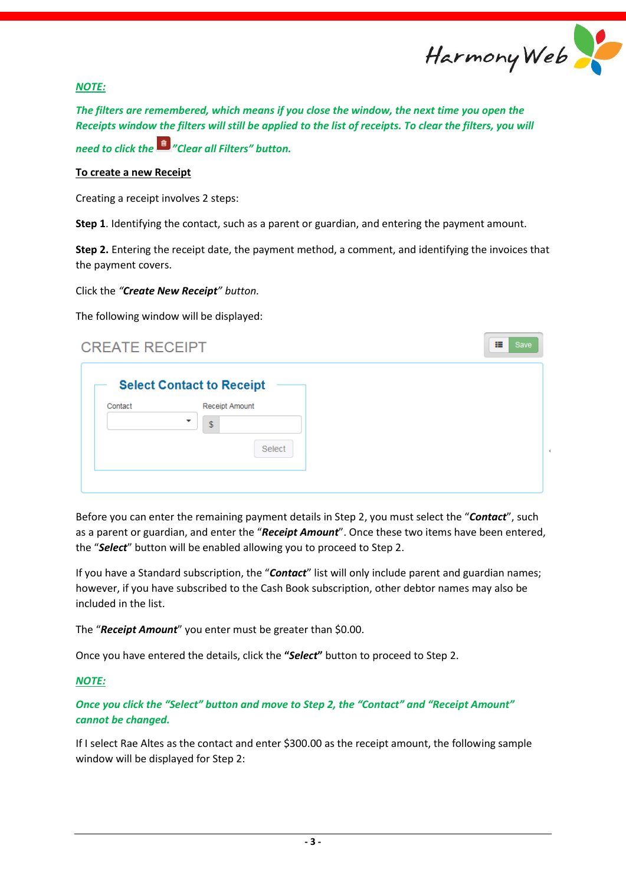***NOTE:***

***The filters are remembered, which means if you close the window, the next time you open the Receipts window the filters will still be applied to the list of receipts. To clear the filters, you will need to click the "Clear all Filters" button.***

**To create a new Receipt**

Creating a receipt involves 2 steps:

**Step 1**. Identifying the contact, such as a parent or guardian, and entering the payment amount.

**Step 2.** Entering the receipt date, the payment method, a comment, and identifying the invoices that the payment covers.

Click the *"**Create New Receipt**" button.*

The following window will be displayed:

Before you can enter the remaining payment details in Step 2, you must select the "***Contact***", such as a parent or guardian, and enter the "***Receipt Amount***". Once these two items have been entered, the "***Select***" button will be enabled allowing you to proceed to Step 2.

If you have a Standard subscription, the "***Contact***" list will only include parent and guardian names; however, if you have subscribed to the Cash Book subscription, other debtor names may also be included in the list.

The "***Receipt Amount***" you enter must be greater than $0.00.

Once you have entered the details, click the **"*Select*"** button to proceed to Step 2.

***NOTE:***

***Once you click the "Select" button and move to Step 2, the "Contact" and "Receipt Amount" cannot be changed.***

If I select Rae Altes as the contact and enter $300.00 as the receipt amount, the following sample window will be displayed for Step 2: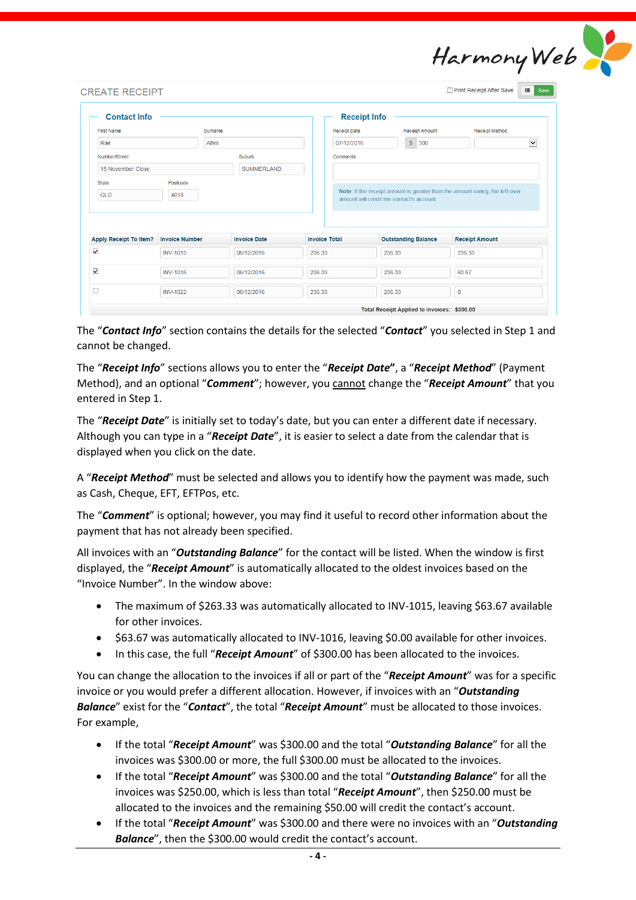The "***Contact Info***" section contains the details for the selected "***Contact***" you selected in Step 1 and cannot be changed.

The "***Receipt Info***" sections allows you to enter the "***Receipt Date***", a "***Receipt Method***" (Payment Method), and an optional "***Comment***"; however, you <u>cannot</u> change the "***Receipt Amount***" that you entered in Step 1.

The "***Receipt Date***" is initially set to today's date, but you can enter a different date if necessary. Although you can type in a "***Receipt Date***", it is easier to select a date from the calendar that is displayed when you click on the date.

A "***Receipt Method***" must be selected and allows you to identify how the payment was made, such as Cash, Cheque, EFT, EFTPos, etc.

The "***Comment***" is optional; however, you may find it useful to record other information about the payment that has not already been specified.

All invoices with an "***Outstanding Balance***" for the contact will be listed. When the window is first displayed, the "***Receipt Amount***" is automatically allocated to the oldest invoices based on the "Invoice Number". In the window above:

- The maximum of $263.33 was automatically allocated to INV-1015, leaving $63.67 available for other invoices.
- $63.67 was automatically allocated to INV-1016, leaving $0.00 available for other invoices.
- In this case, the full "***Receipt Amount***" of $300.00 has been allocated to the invoices.

You can change the allocation to the invoices if all or part of the "***Receipt Amount***" was for a specific invoice or you would prefer a different allocation. However, if invoices with an "***Outstanding Balance***" exist for the "***Contact***", the total "***Receipt Amount***" must be allocated to those invoices. For example,

- If the total "***Receipt Amount***" was $300.00 and the total "***Outstanding Balance***" for all the invoices was $300.00 or more, the full $300.00 must be allocated to the invoices.
- If the total "***Receipt Amount***" was $300.00 and the total "***Outstanding Balance***" for all the invoices was $250.00, which is less than total "***Receipt Amount***", then $250.00 must be allocated to the invoices and the remaining $50.00 will credit the contact's account.
- If the total "***Receipt Amount***" was $300.00 and there were no invoices with an "***Outstanding Balance***", then the $300.00 would credit the contact's account.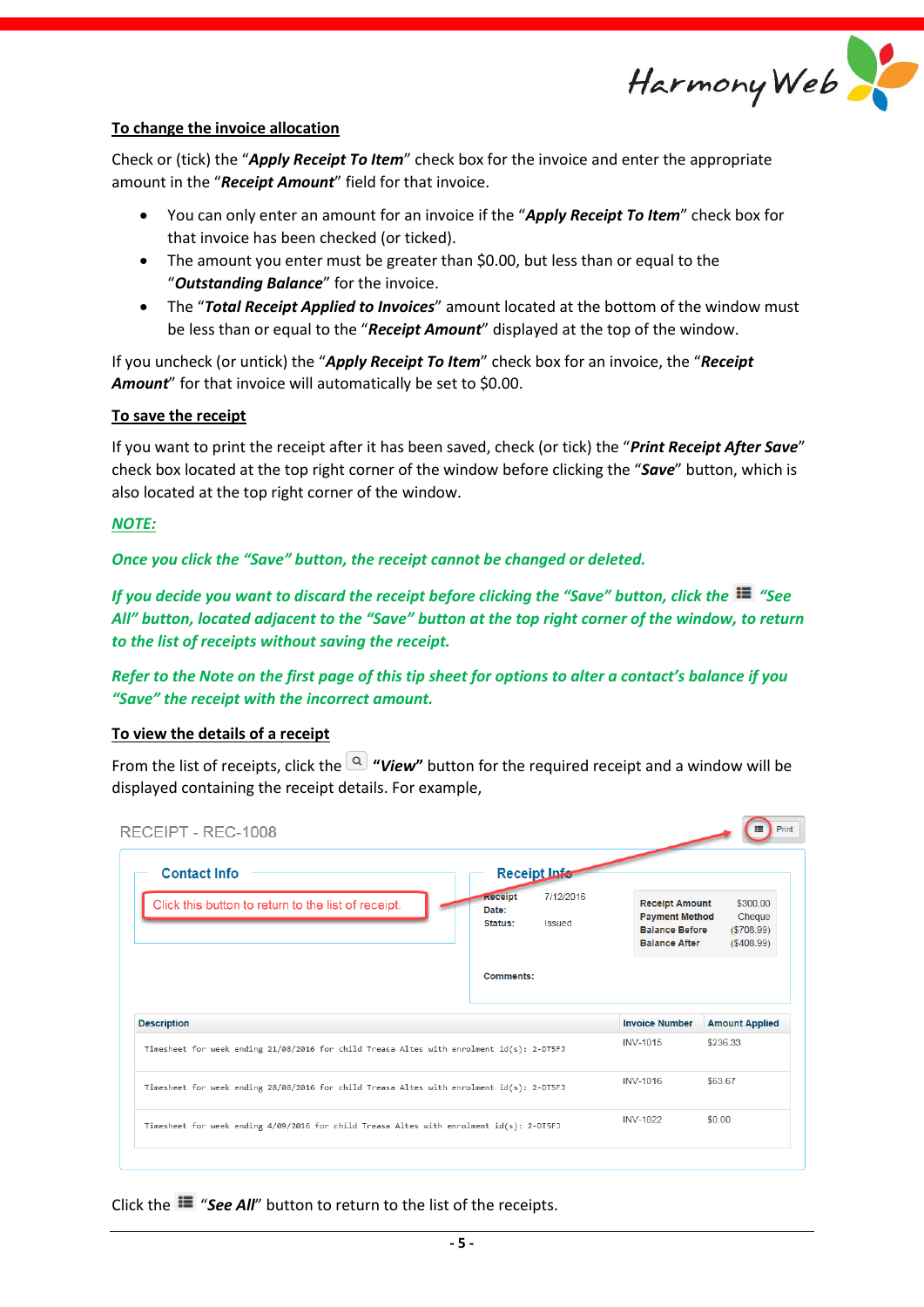**To change the invoice allocation**

Check or (tick) the "***Apply Receipt To Item***" check box for the invoice and enter the appropriate amount in the "***Receipt Amount***" field for that invoice.

- You can only enter an amount for an invoice if the "***Apply Receipt To Item***" check box for that invoice has been checked (or ticked).
- The amount you enter must be greater than $0.00, but less than or equal to the "***Outstanding Balance***" for the invoice.
- The "***Total Receipt Applied to Invoices***" amount located at the bottom of the window must be less than or equal to the "***Receipt Amount***" displayed at the top of the window.

If you uncheck (or untick) the "***Apply Receipt To Item***" check box for an invoice, the "***Receipt Amount***" for that invoice will automatically be set to $0.00.

**To save the receipt**

If you want to print the receipt after it has been saved, check (or tick) the "***Print Receipt After Save***" check box located at the top right corner of the window before clicking the "***Save***" button, which is also located at the top right corner of the window.

***NOTE:***

***Once you click the "Save" button, the receipt cannot be changed or deleted.***

***If you decide you want to discard the receipt before clicking the "Save" button, click the "See All" button, located adjacent to the "Save" button at the top right corner of the window, to return to the list of receipts without saving the receipt.***

***Refer to the Note on the first page of this tip sheet for options to alter a contact's balance if you "Save" the receipt with the incorrect amount.***

**To view the details of a receipt**

From the list of receipts, click the "***View***" button for the required receipt and a window will be displayed containing the receipt details. For example,

RECEIPT - REC-1008

Print

**Contact Info**

Click this button to return to the list of receipt.

**Receipt Info**

| | |
|---|---|
| Receipt Date: | 7/12/2016 |
| Status: | Issued |

| | |
|---|---|
| **Receipt Amount** | $300.00 |
| **Payment Method** | Cheque |
| **Balance Before** | ($708.99) |
| **Balance After** | ($408.99) |

**Comments:**

| Description | Invoice Number | Amount Applied |
|---|---|---|
| Timesheet for week ending 21/08/2016 for child Treasa Altes with enrolment id(s): 2-DT5FJ | INV-1015 | $236.33 |
| Timesheet for week ending 28/08/2016 for child Treasa Altes with enrolment id(s): 2-DT5FJ | INV-1016 | $63.67 |
| Timesheet for week ending 4/09/2016 for child Treasa Altes with enrolment id(s): 2-DT5FJ | INV-1022 | $0.00 |

Click the "***See All***" button to return to the list of the receipts.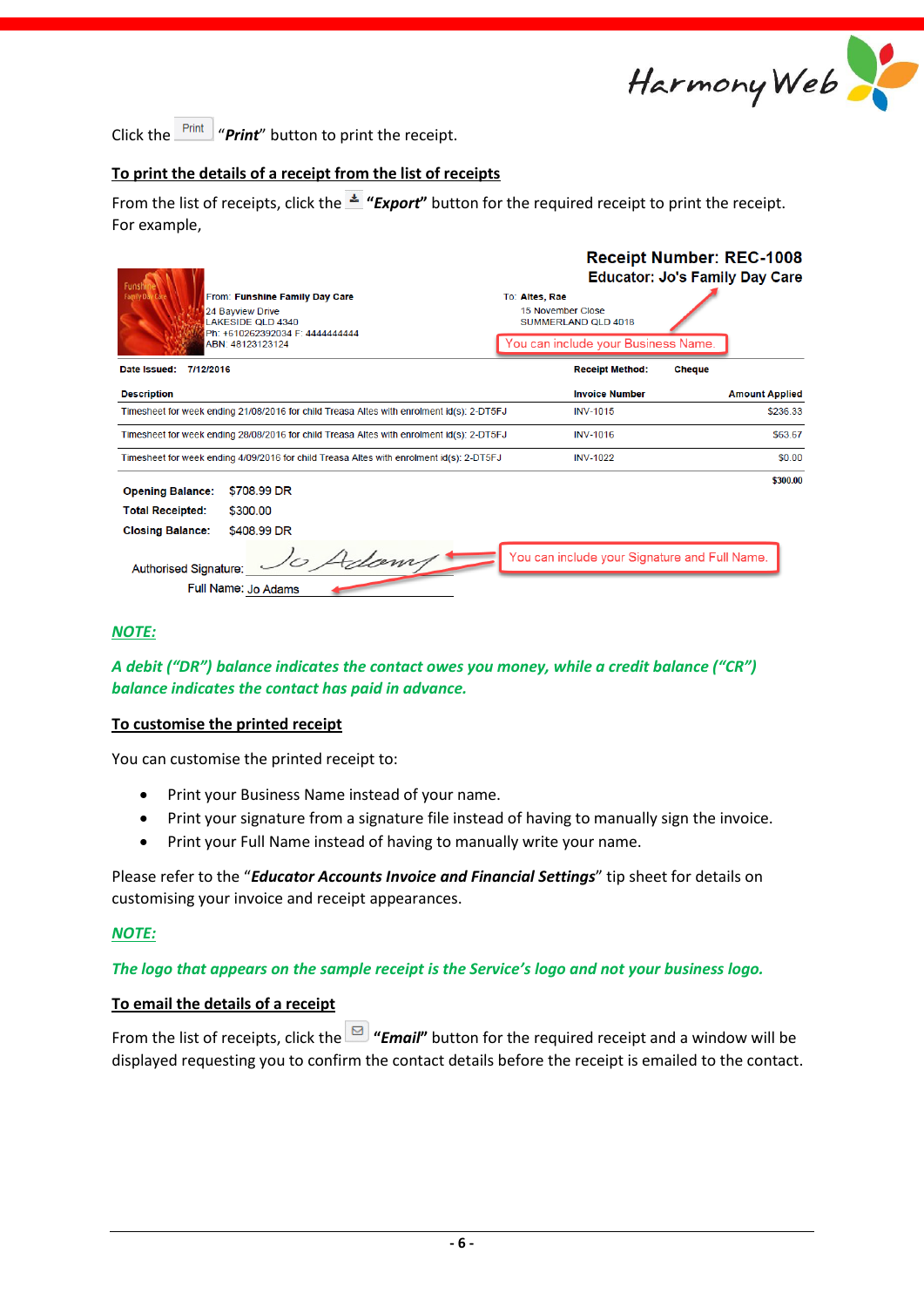Click the Print "***Print***" button to print the receipt.

**To print the details of a receipt from the list of receipts**

From the list of receipts, click the "***Export***" button for the required receipt to print the receipt. For example,

**Receipt Number: REC-1008**
**Educator: Jo's Family Day Care**

From: **Funshine Family Day Care**
24 Bayview Drive
LAKESIDE QLD 4340
Ph: +610262392034 F: 4444444444
ABN: 48123123124

To: **Altes, Rae**
15 November Close
SUMMERLAND QLD 4018

You can include your Business Name.

**Date Issued:** 7/12/2016 **Receipt Method:** Cheque

| Description | Invoice Number | Amount Applied |
|---|---|---|
| Timesheet for week ending 21/08/2016 for child Treasa Altes with enrolment id(s): 2-DT5FJ | INV-1015 | $236.33 |
| Timesheet for week ending 28/08/2016 for child Treasa Altes with enrolment id(s): 2-DT5FJ | INV-1016 | $63.67 |
| Timesheet for week ending 4/09/2016 for child Treasa Altes with enrolment id(s): 2-DT5FJ | INV-1022 | $0.00 |
| | | $300.00 |

**Opening Balance:** $708.99 DR
**Total Receipted:** $300.00
**Closing Balance:** $408.99 DR

Authorised Signature: Jo Adams
Full Name: Jo Adams

You can include your Signature and Full Name.

***NOTE:***

***A debit ("DR") balance indicates the contact owes you money, while a credit balance ("CR") balance indicates the contact has paid in advance.***

**To customise the printed receipt**

You can customise the printed receipt to:

- Print your Business Name instead of your name.
- Print your signature from a signature file instead of having to manually sign the invoice.
- Print your Full Name instead of having to manually write your name.

Please refer to the "***Educator Accounts Invoice and Financial Settings***" tip sheet for details on customising your invoice and receipt appearances.

***NOTE:***

***The logo that appears on the sample receipt is the Service's logo and not your business logo.***

**To email the details of a receipt**

From the list of receipts, click the "***Email***" button for the required receipt and a window will be displayed requesting you to confirm the contact details before the receipt is emailed to the contact.